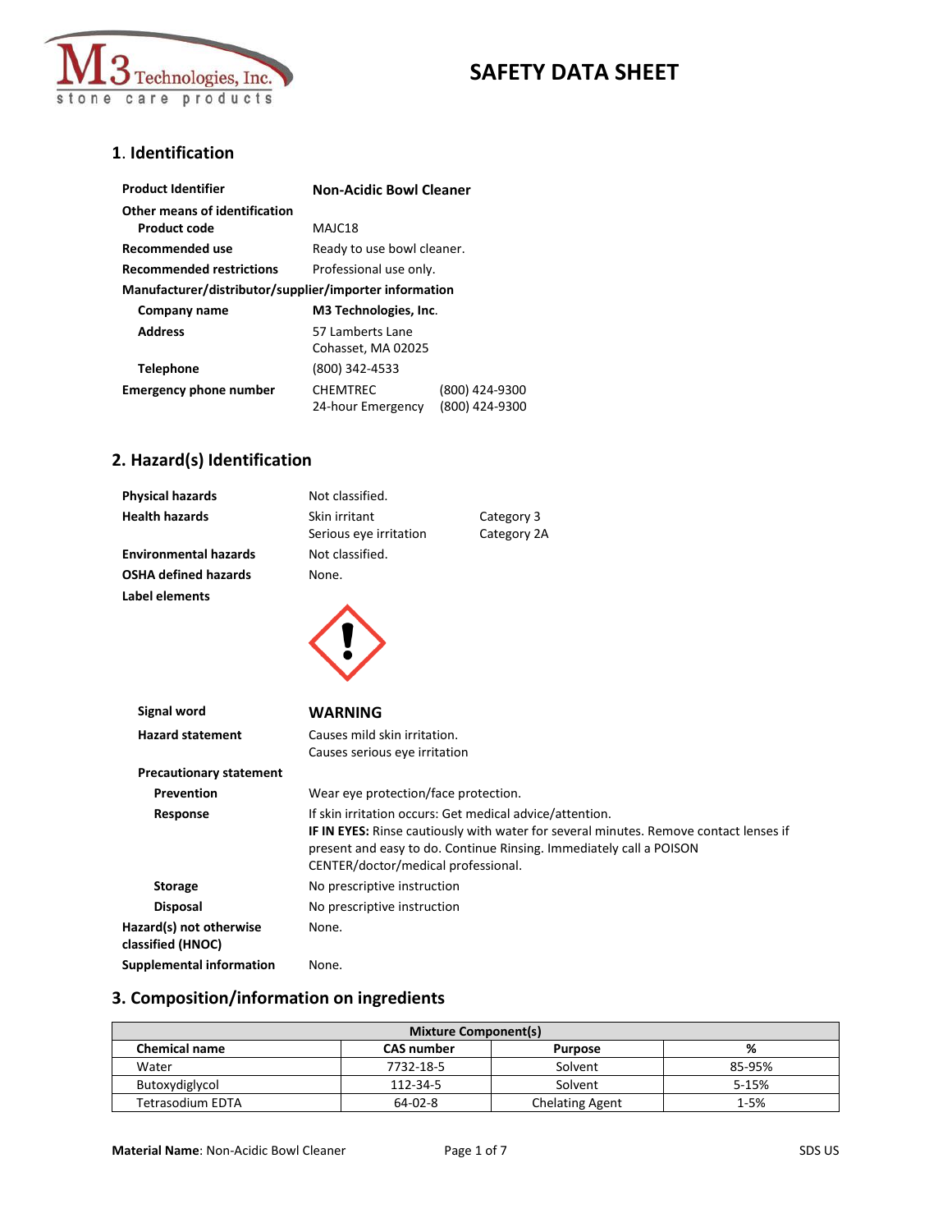# SAFETY DATA SHEET

## 1. Identification

| | |
|---|---|
| **Product Identifier** | **Non-Acidic Bowl Cleaner** |
| **Other means of identification** | |
| **Product code** | MAJC18 |
| **Recommended use** | Ready to use bowl cleaner. |
| **Recommended restrictions** | Professional use only. |

**Manufacturer/distributor/supplier/importer information**

| | |
|---|---|
| **Company name** | **M3 Technologies, Inc.** |
| **Address** | 57 Lamberts Lane<br>Cohasset, MA 02025 |
| **Telephone** | (800) 342-4533 |
| **Emergency phone number** | CHEMTREC (800) 424-9300<br>24-hour Emergency (800) 424-9300 |

## 2. Hazard(s) Identification

| | | |
|---|---|---|
| **Physical hazards** | Not classified. | |
| **Health hazards** | Skin irritant | Category 3 |
| | Serious eye irritation | Category 2A |
| **Environmental hazards** | Not classified. | |
| **OSHA defined hazards** | None. | |

**Label elements**

**Signal word** **WARNING**

**Hazard statement**
Causes mild skin irritation.
Causes serious eye irritation

**Precautionary statement**

**Prevention** Wear eye protection/face protection.

**Response** If skin irritation occurs: Get medical advice/attention.
**IF IN EYES:** Rinse cautiously with water for several minutes. Remove contact lenses if present and easy to do. Continue Rinsing. Immediately call a POISON CENTER/doctor/medical professional.

**Storage** No prescriptive instruction

**Disposal** No prescriptive instruction

**Hazard(s) not otherwise classified (HNOC)** None.

**Supplemental information** None.

## 3. Composition/information on ingredients

| Mixture Component(s) | | | |
|---|---|---|---|
| **Chemical name** | **CAS number** | **Purpose** | **%** |
| Water | 7732-18-5 | Solvent | 85-95% |
| Butoxydiglycol | 112-34-5 | Solvent | 5-15% |
| Tetrasodium EDTA | 64-02-8 | Chelating Agent | 1-5% |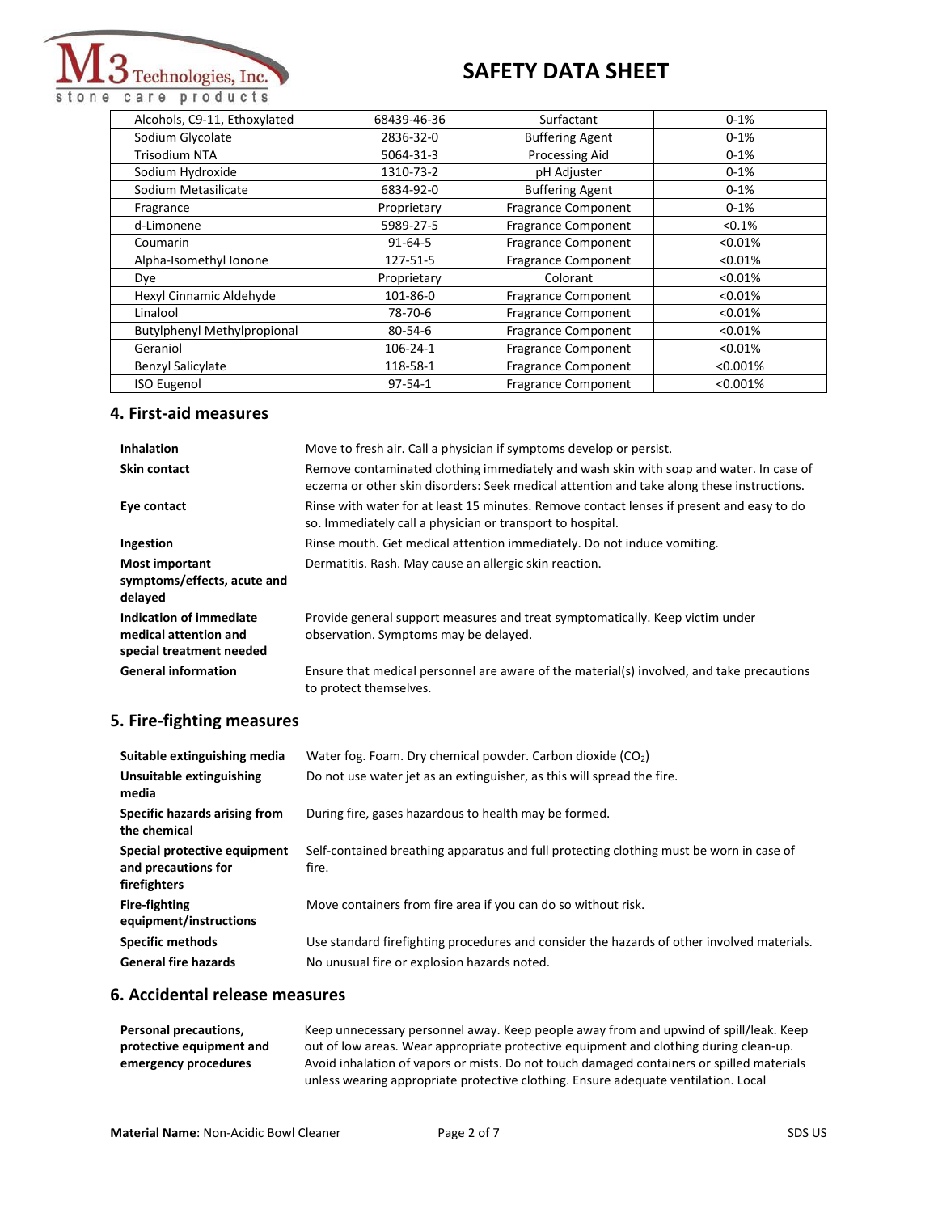| Alcohols, C9-11, Ethoxylated | 68439-46-36 | Surfactant | 0-1% |
|---|---|---|---|
| Sodium Glycolate | 2836-32-0 | Buffering Agent | 0-1% |
| Trisodium NTA | 5064-31-3 | Processing Aid | 0-1% |
| Sodium Hydroxide | 1310-73-2 | pH Adjuster | 0-1% |
| Sodium Metasilicate | 6834-92-0 | Buffering Agent | 0-1% |
| Fragrance | Proprietary | Fragrance Component | 0-1% |
| d-Limonene | 5989-27-5 | Fragrance Component | <0.1% |
| Coumarin | 91-64-5 | Fragrance Component | <0.01% |
| Alpha-Isomethyl Ionone | 127-51-5 | Fragrance Component | <0.01% |
| Dye | Proprietary | Colorant | <0.01% |
| Hexyl Cinnamic Aldehyde | 101-86-0 | Fragrance Component | <0.01% |
| Linalool | 78-70-6 | Fragrance Component | <0.01% |
| Butylphenyl Methylpropional | 80-54-6 | Fragrance Component | <0.01% |
| Geraniol | 106-24-1 | Fragrance Component | <0.01% |
| Benzyl Salicylate | 118-58-1 | Fragrance Component | <0.001% |
| ISO Eugenol | 97-54-1 | Fragrance Component | <0.001% |

## 4. First-aid measures

**Inhalation** Move to fresh air. Call a physician if symptoms develop or persist.

**Skin contact** Remove contaminated clothing immediately and wash skin with soap and water. In case of eczema or other skin disorders: Seek medical attention and take along these instructions.

**Eye contact** Rinse with water for at least 15 minutes. Remove contact lenses if present and easy to do so. Immediately call a physician or transport to hospital.

**Ingestion** Rinse mouth. Get medical attention immediately. Do not induce vomiting.

**Most important symptoms/effects, acute and delayed** Dermatitis. Rash. May cause an allergic skin reaction.

**Indication of immediate medical attention and special treatment needed** Provide general support measures and treat symptomatically. Keep victim under observation. Symptoms may be delayed.

**General information** Ensure that medical personnel are aware of the material(s) involved, and take precautions to protect themselves.

## 5. Fire-fighting measures

**Suitable extinguishing media** Water fog. Foam. Dry chemical powder. Carbon dioxide ($CO_2$)

**Unsuitable extinguishing media** Do not use water jet as an extinguisher, as this will spread the fire.

**Specific hazards arising from the chemical** During fire, gases hazardous to health may be formed.

**Special protective equipment and precautions for firefighters** Self-contained breathing apparatus and full protecting clothing must be worn in case of fire.

**Fire-fighting equipment/instructions** Move containers from fire area if you can do so without risk.

**Specific methods** Use standard firefighting procedures and consider the hazards of other involved materials.

**General fire hazards** No unusual fire or explosion hazards noted.

## 6. Accidental release measures

**Personal precautions, protective equipment and emergency procedures** Keep unnecessary personnel away. Keep people away from and upwind of spill/leak. Keep out of low areas. Wear appropriate protective equipment and clothing during clean-up. Avoid inhalation of vapors or mists. Do not touch damaged containers or spilled materials unless wearing appropriate protective clothing. Ensure adequate ventilation. Local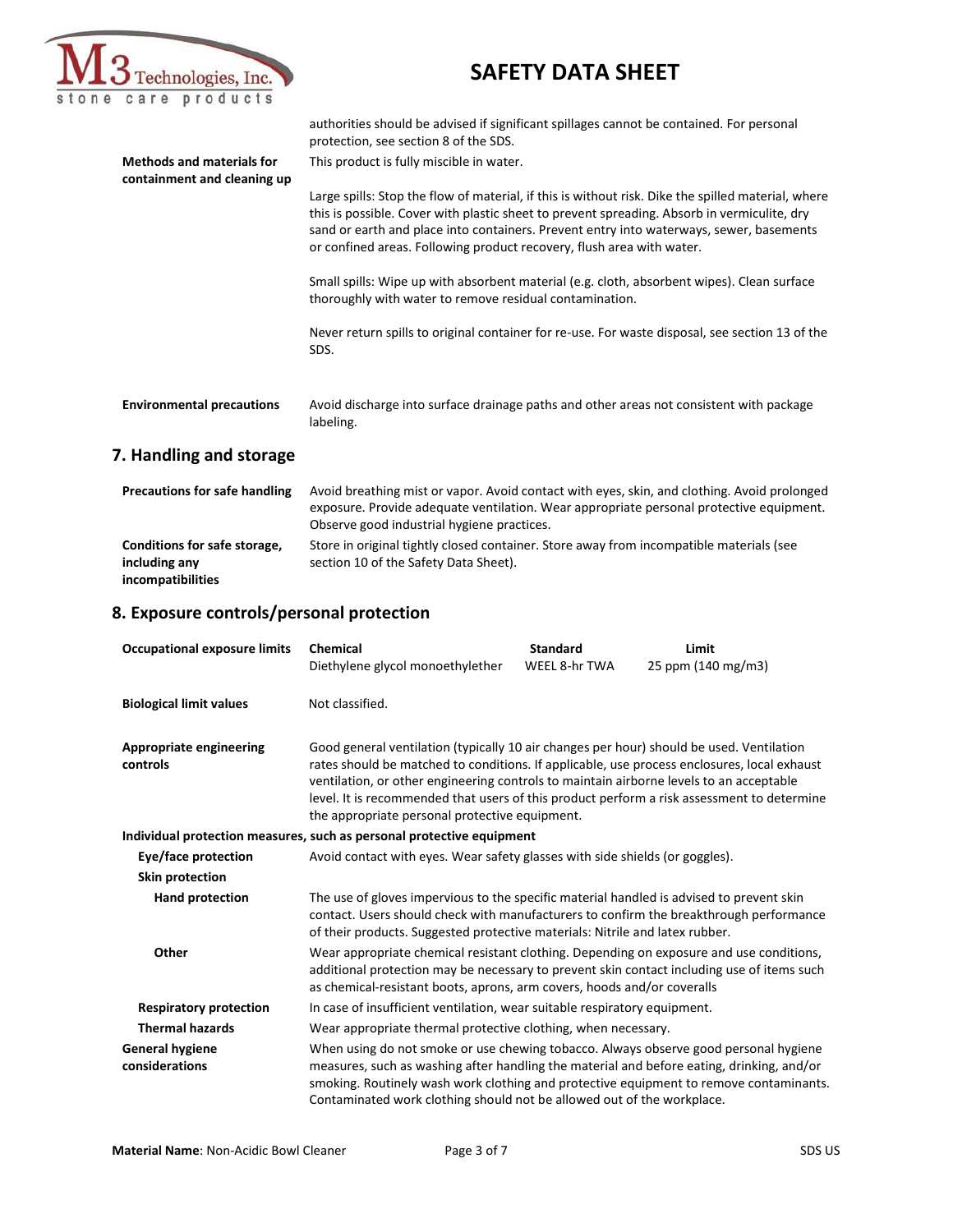authorities should be advised if significant spillages cannot be contained. For personal protection, see section 8 of the SDS.

**Methods and materials for containment and cleaning up**

This product is fully miscible in water.

Large spills: Stop the flow of material, if this is without risk. Dike the spilled material, where this is possible. Cover with plastic sheet to prevent spreading. Absorb in vermiculite, dry sand or earth and place into containers. Prevent entry into waterways, sewer, basements or confined areas. Following product recovery, flush area with water.

Small spills: Wipe up with absorbent material (e.g. cloth, absorbent wipes). Clean surface thoroughly with water to remove residual contamination.

Never return spills to original container for re-use. For waste disposal, see section 13 of the SDS.

**Environmental precautions**

Avoid discharge into surface drainage paths and other areas not consistent with package labeling.

## 7. Handling and storage

**Precautions for safe handling**

Avoid breathing mist or vapor. Avoid contact with eyes, skin, and clothing. Avoid prolonged exposure. Provide adequate ventilation. Wear appropriate personal protective equipment. Observe good industrial hygiene practices.

**Conditions for safe storage, including any incompatibilities**

Store in original tightly closed container. Store away from incompatible materials (see section 10 of the Safety Data Sheet).

## 8. Exposure controls/personal protection

**Occupational exposure limits**

| Chemical | Standard | Limit |
|---|---|---|
| Diethylene glycol monoethylether | WEEL 8-hr TWA | 25 ppm (140 mg/m3) |

**Biological limit values**

Not classified.

**Appropriate engineering controls**

Good general ventilation (typically 10 air changes per hour) should be used. Ventilation rates should be matched to conditions. If applicable, use process enclosures, local exhaust ventilation, or other engineering controls to maintain airborne levels to an acceptable level. It is recommended that users of this product perform a risk assessment to determine the appropriate personal protective equipment.

**Individual protection measures, such as personal protective equipment**

**Eye/face protection**

Avoid contact with eyes. Wear safety glasses with side shields (or goggles).

**Skin protection**

**Hand protection**

The use of gloves impervious to the specific material handled is advised to prevent skin contact. Users should check with manufacturers to confirm the breakthrough performance of their products. Suggested protective materials: Nitrile and latex rubber.

**Other**

Wear appropriate chemical resistant clothing. Depending on exposure and use conditions, additional protection may be necessary to prevent skin contact including use of items such as chemical-resistant boots, aprons, arm covers, hoods and/or coveralls

**Respiratory protection**

In case of insufficient ventilation, wear suitable respiratory equipment.

**Thermal hazards**

Wear appropriate thermal protective clothing, when necessary.

**General hygiene considerations**

When using do not smoke or use chewing tobacco. Always observe good personal hygiene measures, such as washing after handling the material and before eating, drinking, and/or smoking. Routinely wash work clothing and protective equipment to remove contaminants. Contaminated work clothing should not be allowed out of the workplace.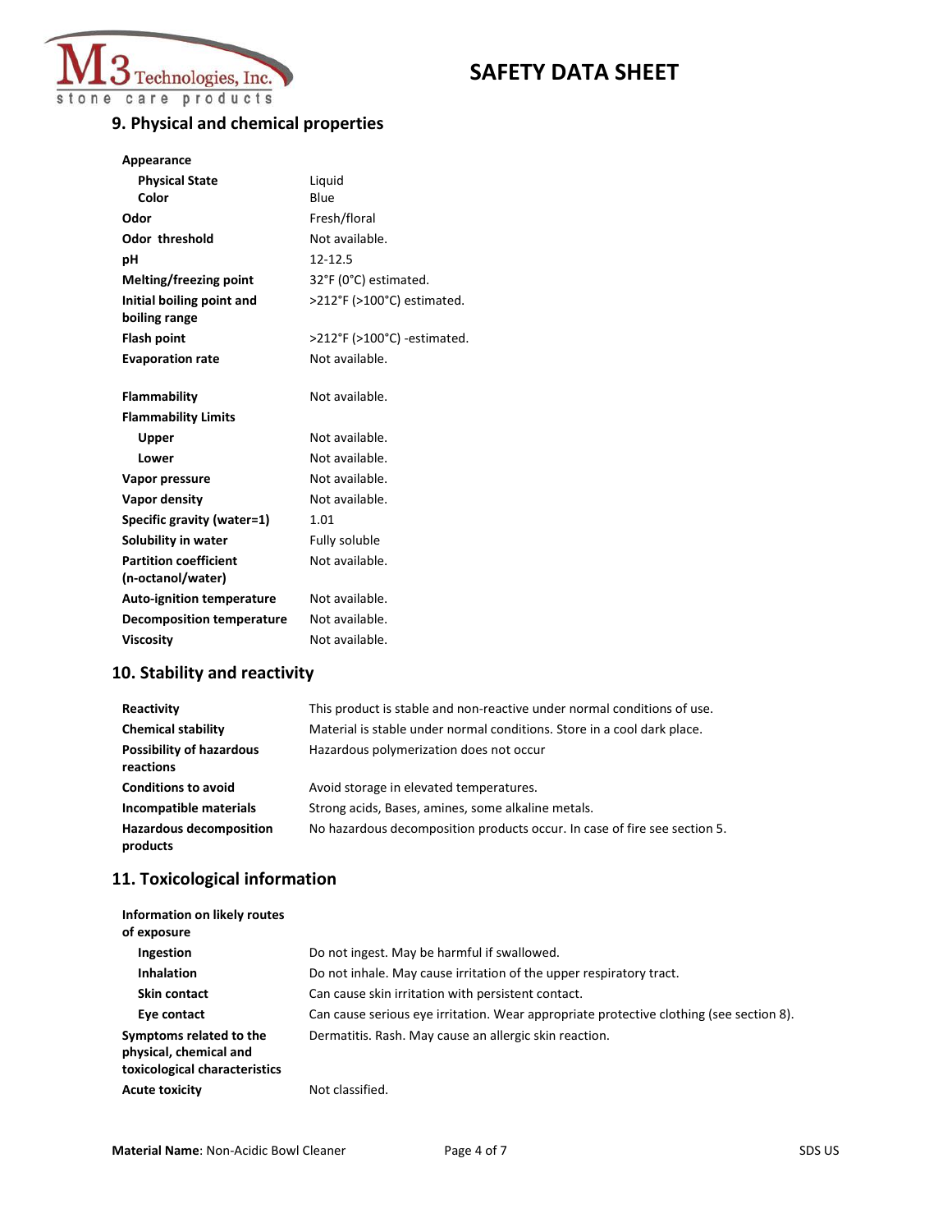## 9. Physical and chemical properties

| | |
|---|---|
| **Appearance** | |
| **Physical State** | Liquid |
| **Color** | Blue |
| **Odor** | Fresh/floral |
| **Odor threshold** | Not available. |
| **pH** | 12-12.5 |
| **Melting/freezing point** | 32°F (0°C) estimated. |
| **Initial boiling point and boiling range** | >212°F (>100°C) estimated. |
| **Flash point** | >212°F (>100°C) -estimated. |
| **Evaporation rate** | Not available. |
| **Flammability** | Not available. |
| **Flammability Limits** | |
| **Upper** | Not available. |
| **Lower** | Not available. |
| **Vapor pressure** | Not available. |
| **Vapor density** | Not available. |
| **Specific gravity (water=1)** | 1.01 |
| **Solubility in water** | Fully soluble |
| **Partition coefficient (n-octanol/water)** | Not available. |
| **Auto-ignition temperature** | Not available. |
| **Decomposition temperature** | Not available. |
| **Viscosity** | Not available. |

## 10. Stability and reactivity

| | |
|---|---|
| **Reactivity** | This product is stable and non-reactive under normal conditions of use. |
| **Chemical stability** | Material is stable under normal conditions. Store in a cool dark place. |
| **Possibility of hazardous reactions** | Hazardous polymerization does not occur |
| **Conditions to avoid** | Avoid storage in elevated temperatures. |
| **Incompatible materials** | Strong acids, Bases, amines, some alkaline metals. |
| **Hazardous decomposition products** | No hazardous decomposition products occur. In case of fire see section 5. |

## 11. Toxicological information

| | |
|---|---|
| **Information on likely routes of exposure** | |
| **Ingestion** | Do not ingest. May be harmful if swallowed. |
| **Inhalation** | Do not inhale. May cause irritation of the upper respiratory tract. |
| **Skin contact** | Can cause skin irritation with persistent contact. |
| **Eye contact** | Can cause serious eye irritation. Wear appropriate protective clothing (see section 8). |
| **Symptoms related to the physical, chemical and toxicological characteristics** | Dermatitis. Rash. May cause an allergic skin reaction. |
| **Acute toxicity** | Not classified. |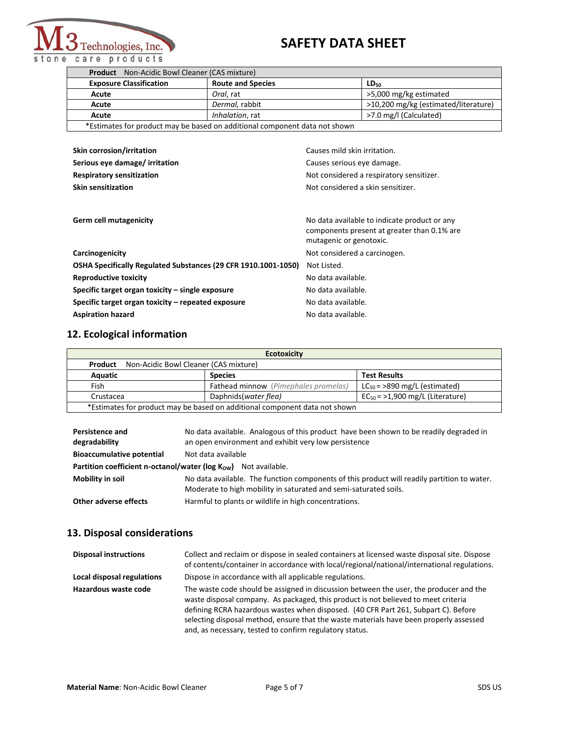| Product Non-Acidic Bowl Cleaner (CAS mixture) | | |
|---|---|---|
| **Exposure Classification** | **Route and Species** | **$LD_{50}$** |
| **Acute** | *Oral*, rat | >5,000 mg/kg estimated |
| **Acute** | *Dermal,* rabbit | >10,200 mg/kg (estimated/literature) |
| **Acute** | *Inhalation*, rat | >7.0 mg/l (Calculated) |
| *Estimates for product may be based on additional component data not shown | | |

| | |
|---|---|
| **Skin corrosion/irritation** | Causes mild skin irritation. |
| **Serious eye damage/ irritation** | Causes serious eye damage. |
| **Respiratory sensitization** | Not considered a respiratory sensitizer. |
| **Skin sensitization** | Not considered a skin sensitizer. |
| **Germ cell mutagenicity** | No data available to indicate product or any components present at greater than 0.1% are mutagenic or genotoxic. |
| **Carcinogenicity** | Not considered a carcinogen. |
| **OSHA Specifically Regulated Substances (29 CFR 1910.1001-1050)** | Not Listed. |
| **Reproductive toxicity** | No data available. |
| **Specific target organ toxicity – single exposure** | No data available. |
| **Specific target organ toxicity – repeated exposure** | No data available. |
| **Aspiration hazard** | No data available. |

## 12. Ecological information

| Ecotoxicity | | |
|---|---|---|
| **Product** Non-Acidic Bowl Cleaner (CAS mixture) | | |
| **Aquatic** | **Species** | **Test Results** |
| Fish | Fathead minnow (*Pimephales promelas*) | $LC_{50}$ = >890 mg/L (estimated) |
| Crustacea | Daphnids(*water flea)* | $EC_{50}$ = >1,900 mg/L (Literature) |
| *Estimates for product may be based on additional component data not shown | | |

| | |
|---|---|
| **Persistence and degradability** | No data available. Analogous of this product have been shown to be readily degraded in an open environment and exhibit very low persistence |
| **Bioaccumulative potential** | Not data available |
| **Partition coefficient n-octanol/water (log $K_{OW}$)** | Not available. |
| **Mobility in soil** | No data available. The function components of this product will readily partition to water. Moderate to high mobility in saturated and semi-saturated soils. |
| **Other adverse effects** | Harmful to plants or wildlife in high concentrations. |

## 13. Disposal considerations

| | |
|---|---|
| **Disposal instructions** | Collect and reclaim or dispose in sealed containers at licensed waste disposal site. Dispose of contents/container in accordance with local/regional/national/international regulations. |
| **Local disposal regulations** | Dispose in accordance with all applicable regulations. |
| **Hazardous waste code** | The waste code should be assigned in discussion between the user, the producer and the waste disposal company. As packaged, this product is not believed to meet criteria defining RCRA hazardous wastes when disposed. (40 CFR Part 261, Subpart C). Before selecting disposal method, ensure that the waste materials have been properly assessed and, as necessary, tested to confirm regulatory status. |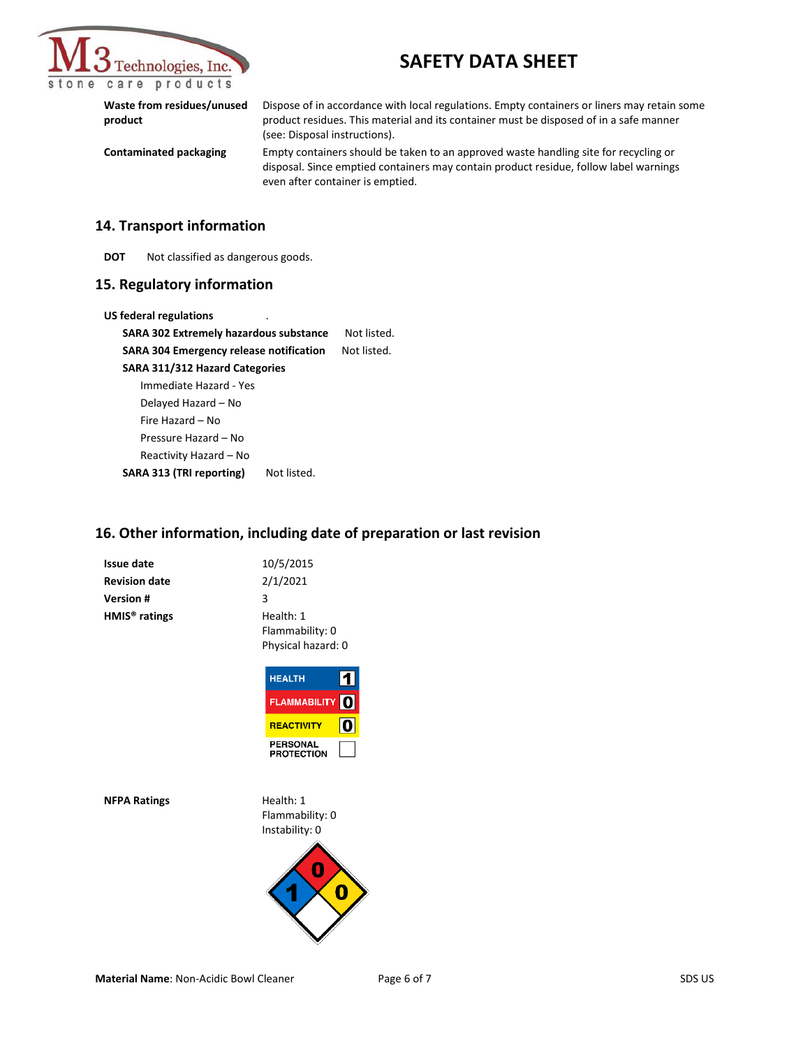**Waste from residues/unused product** — Dispose of in accordance with local regulations. Empty containers or liners may retain some product residues. This material and its container must be disposed of in a safe manner (see: Disposal instructions).

**Contaminated packaging** — Empty containers should be taken to an approved waste handling site for recycling or disposal. Since emptied containers may contain product residue, follow label warnings even after container is emptied.

## 14. Transport information

**DOT** Not classified as dangerous goods.

## 15. Regulatory information

**US federal regulations**

**SARA 302 Extremely hazardous substance** Not listed.

**SARA 304 Emergency release notification** Not listed.

**SARA 311/312 Hazard Categories**

- Immediate Hazard - Yes
- Delayed Hazard – No
- Fire Hazard – No
- Pressure Hazard – No
- Reactivity Hazard – No

**SARA 313 (TRI reporting)** Not listed.

## 16. Other information, including date of preparation or last revision

**Issue date** 10/5/2015

**Revision date** 2/1/2021

**Version #** 3

**HMIS® ratings**
Health: 1
Flammability: 0
Physical hazard: 0

| HMIS | |
|---|---|
| HEALTH | 1 |
| FLAMMABILITY | 0 |
| REACTIVITY | 0 |
| PERSONAL PROTECTION | |

**NFPA Ratings**
Health: 1
Flammability: 0
Instability: 0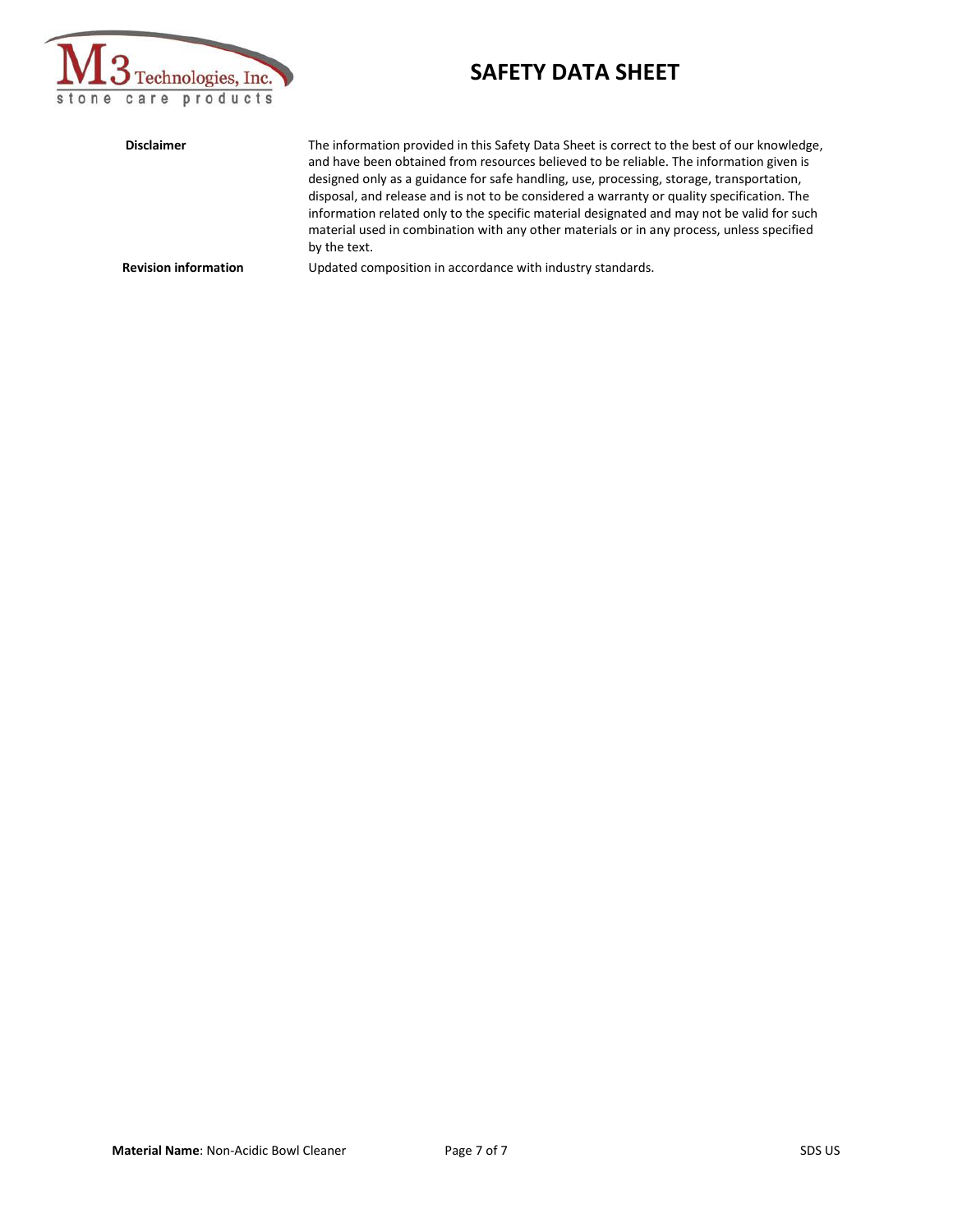**Disclaimer**

The information provided in this Safety Data Sheet is correct to the best of our knowledge, and have been obtained from resources believed to be reliable. The information given is designed only as a guidance for safe handling, use, processing, storage, transportation, disposal, and release and is not to be considered a warranty or quality specification. The information related only to the specific material designated and may not be valid for such material used in combination with any other materials or in any process, unless specified by the text.

**Revision information**

Updated composition in accordance with industry standards.